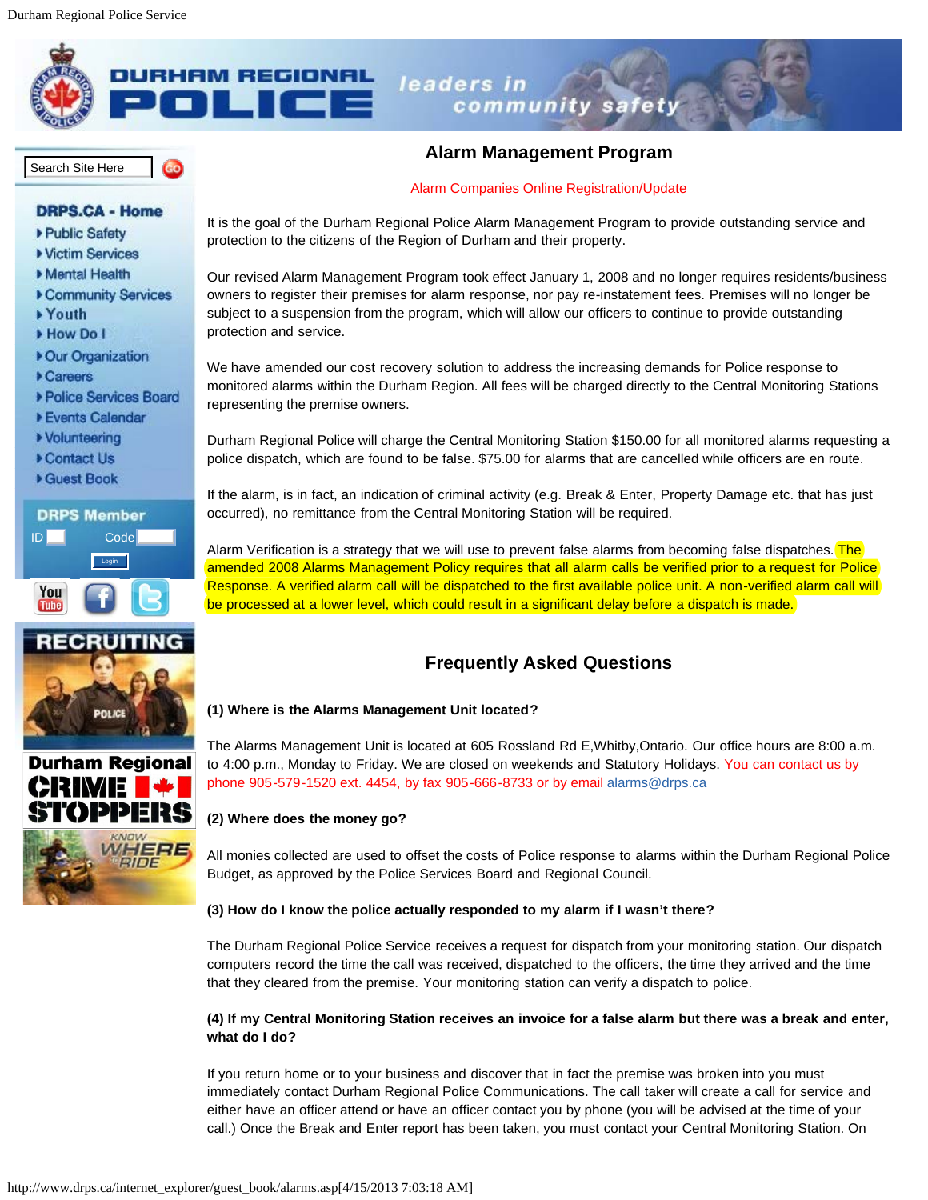# Alarm Management Program

Alarm Companies Online Registration/Update

It is the goal of the Durham Regional Police Alarm Management Program to provide outstanding service and protection to the citizens of the Region of Durham and their property.

Our revised Alarm Management Program took effect January 1, 2008 and no longer requires residents/business owners to register their premises for alarm response, nor pay re-instatement fees. Premises will no longer be subject to a suspension from the program, which will allow our officers to continue to provide outstanding protection and service.

We have amended our cost recovery solution to address the increasing demands for Police response to monitored alarms within the Durham Region. All fees will be charged directly to the Central Monitoring Stations representing the premise owners.

Durham Regional Police will charge the Central Monitoring Station $150.00 for all monitored alarms requesting a police dispatch, which are found to be false. $75.00 for alarms that are cancelled while officers are en route.

If the alarm, is in fact, an indication of criminal activity (e.g. Break & Enter, Property Damage etc. that has just occurred), no remittance from the Central Monitoring Station will be required.

Alarm Verification is a strategy that we will use to prevent false alarms from becoming false dispatches. The amended 2008 Alarms Management Policy requires that all alarm calls be verified prior to a request for Police Response. A verified alarm call will be dispatched to the first available police unit. A non-verified alarm call will be processed at a lower level, which could result in a significant delay before a dispatch is made.

## Frequently Asked Questions

**(1) Where is the Alarms Management Unit located?**

The Alarms Management Unit is located at 605 Rossland Rd E,Whitby,Ontario. Our office hours are 8:00 a.m. to 4:00 p.m., Monday to Friday. We are closed on weekends and Statutory Holidays. You can contact us by phone 905-579-1520 ext. 4454, by fax 905-666-8733 or by email alarms@drps.ca

**(2) Where does the money go?**

All monies collected are used to offset the costs of Police response to alarms within the Durham Regional Police Budget, as approved by the Police Services Board and Regional Council.

**(3) How do I know the police actually responded to my alarm if I wasn't there?**

The Durham Regional Police Service receives a request for dispatch from your monitoring station. Our dispatch computers record the time the call was received, dispatched to the officers, the time they arrived and the time that they cleared from the premise. Your monitoring station can verify a dispatch to police.

**(4) If my Central Monitoring Station receives an invoice for a false alarm but there was a break and enter, what do I do?**

If you return home or to your business and discover that in fact the premise was broken into you must immediately contact Durham Regional Police Communications. The call taker will create a call for service and either have an officer attend or have an officer contact you by phone (you will be advised at the time of your call.) Once the Break and Enter report has been taken, you must contact your Central Monitoring Station. On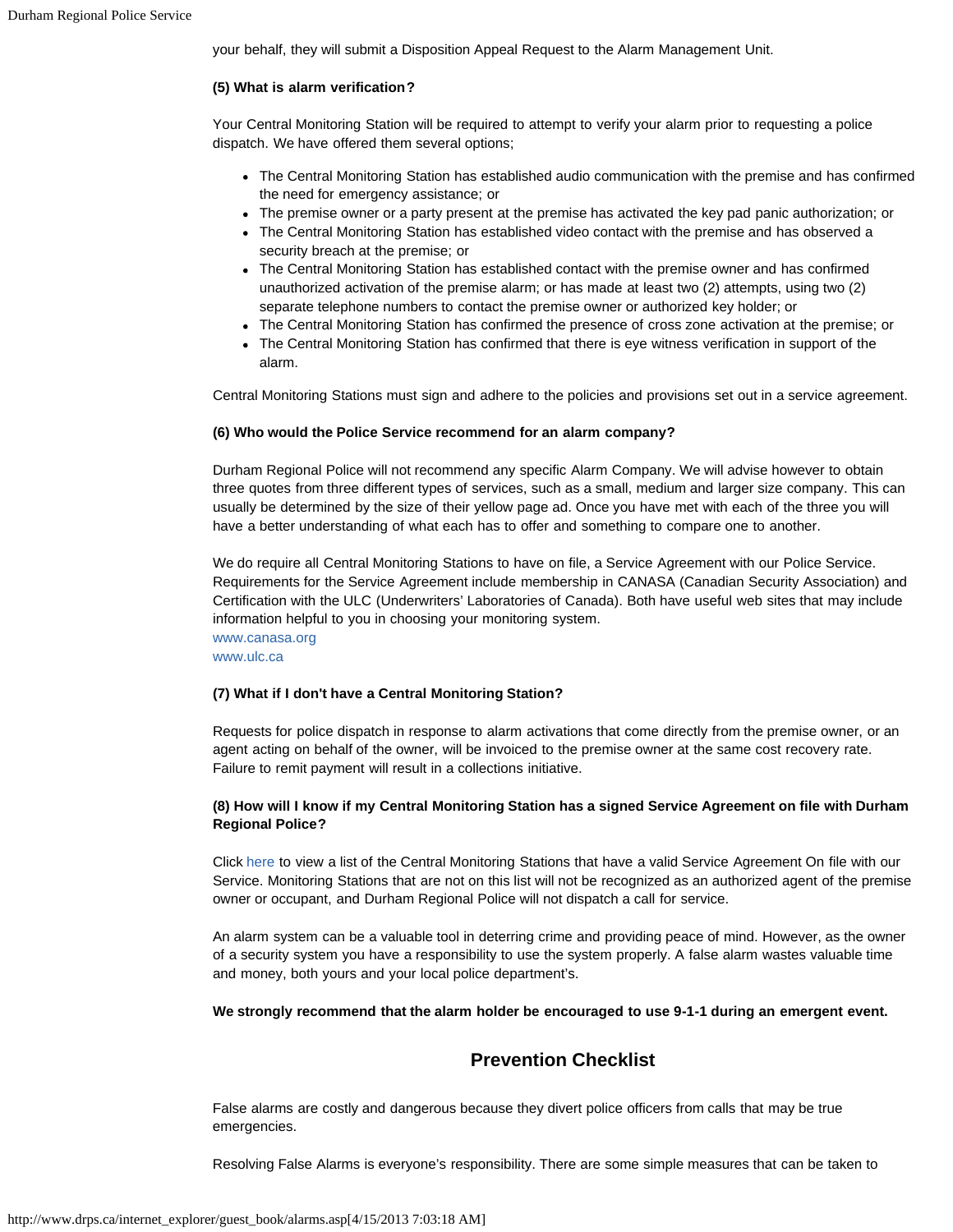your behalf, they will submit a Disposition Appeal Request to the Alarm Management Unit.

**(5) What is alarm verification?**

Your Central Monitoring Station will be required to attempt to verify your alarm prior to requesting a police dispatch. We have offered them several options;

- The Central Monitoring Station has established audio communication with the premise and has confirmed the need for emergency assistance; or
- The premise owner or a party present at the premise has activated the key pad panic authorization; or
- The Central Monitoring Station has established video contact with the premise and has observed a security breach at the premise; or
- The Central Monitoring Station has established contact with the premise owner and has confirmed unauthorized activation of the premise alarm; or has made at least two (2) attempts, using two (2) separate telephone numbers to contact the premise owner or authorized key holder; or
- The Central Monitoring Station has confirmed the presence of cross zone activation at the premise; or
- The Central Monitoring Station has confirmed that there is eye witness verification in support of the alarm.

Central Monitoring Stations must sign and adhere to the policies and provisions set out in a service agreement.

**(6) Who would the Police Service recommend for an alarm company?**

Durham Regional Police will not recommend any specific Alarm Company. We will advise however to obtain three quotes from three different types of services, such as a small, medium and larger size company. This can usually be determined by the size of their yellow page ad. Once you have met with each of the three you will have a better understanding of what each has to offer and something to compare one to another.

We do require all Central Monitoring Stations to have on file, a Service Agreement with our Police Service. Requirements for the Service Agreement include membership in CANASA (Canadian Security Association) and Certification with the ULC (Underwriters' Laboratories of Canada). Both have useful web sites that may include information helpful to you in choosing your monitoring system.
www.canasa.org
www.ulc.ca

**(7) What if I don't have a Central Monitoring Station?**

Requests for police dispatch in response to alarm activations that come directly from the premise owner, or an agent acting on behalf of the owner, will be invoiced to the premise owner at the same cost recovery rate. Failure to remit payment will result in a collections initiative.

**(8) How will I know if my Central Monitoring Station has a signed Service Agreement on file with Durham Regional Police?**

Click here to view a list of the Central Monitoring Stations that have a valid Service Agreement On file with our Service. Monitoring Stations that are not on this list will not be recognized as an authorized agent of the premise owner or occupant, and Durham Regional Police will not dispatch a call for service.

An alarm system can be a valuable tool in deterring crime and providing peace of mind. However, as the owner of a security system you have a responsibility to use the system properly. A false alarm wastes valuable time and money, both yours and your local police department's.

**We strongly recommend that the alarm holder be encouraged to use 9-1-1 during an emergent event.**

## Prevention Checklist

False alarms are costly and dangerous because they divert police officers from calls that may be true emergencies.

Resolving False Alarms is everyone's responsibility. There are some simple measures that can be taken to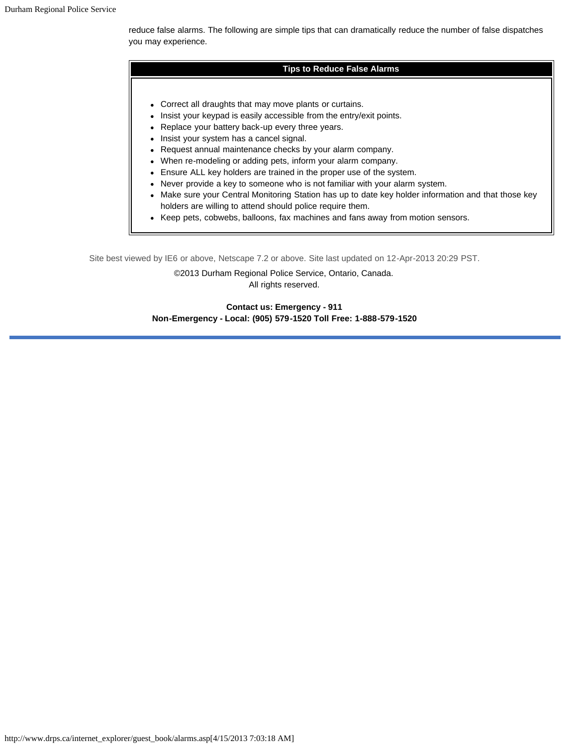reduce false alarms. The following are simple tips that can dramatically reduce the number of false dispatches you may experience.

### Tips to Reduce False Alarms

- Correct all draughts that may move plants or curtains.
- Insist your keypad is easily accessible from the entry/exit points.
- Replace your battery back-up every three years.
- Insist your system has a cancel signal.
- Request annual maintenance checks by your alarm company.
- When re-modeling or adding pets, inform your alarm company.
- Ensure ALL key holders are trained in the proper use of the system.
- Never provide a key to someone who is not familiar with your alarm system.
- Make sure your Central Monitoring Station has up to date key holder information and that those key holders are willing to attend should police require them.
- Keep pets, cobwebs, balloons, fax machines and fans away from motion sensors.

Site best viewed by IE6 or above, Netscape 7.2 or above. Site last updated on 12-Apr-2013 20:29 PST.

©2013 Durham Regional Police Service, Ontario, Canada.
All rights reserved.

**Contact us: Emergency - 911**
**Non-Emergency - Local: (905) 579-1520 Toll Free: 1-888-579-1520**